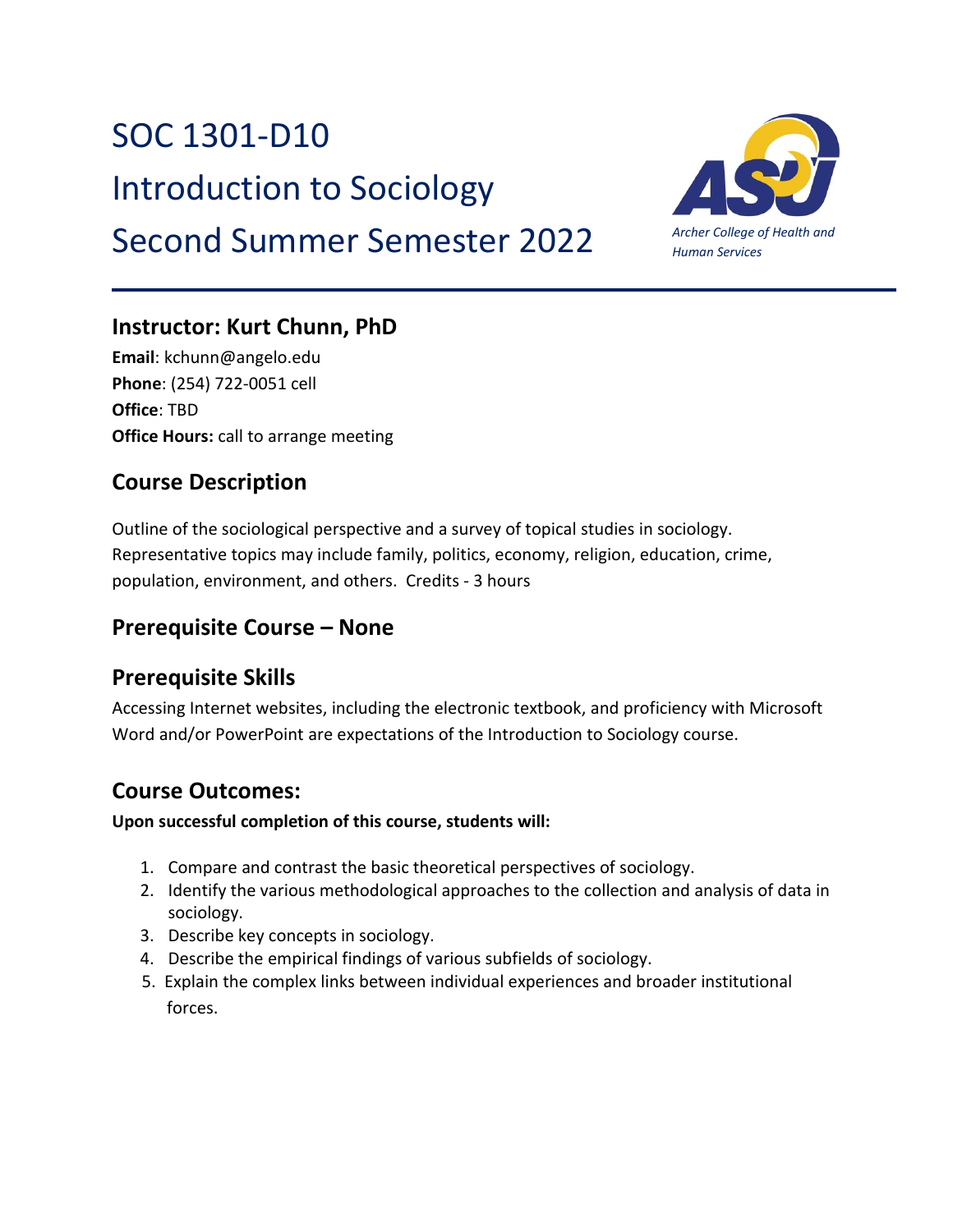# SOC 1301-D10
# Introduction to Sociology
# Second Summer Semester 2022

*Archer College of Health and Human Services*

## Instructor: Kurt Chunn, PhD

**Email**: kchunn@angelo.edu
**Phone**: (254) 722-0051 cell
**Office**: TBD
**Office Hours:** call to arrange meeting

## Course Description

Outline of the sociological perspective and a survey of topical studies in sociology. Representative topics may include family, politics, economy, religion, education, crime, population, environment, and others. Credits - 3 hours

## Prerequisite Course – None

## Prerequisite Skills

Accessing Internet websites, including the electronic textbook, and proficiency with Microsoft Word and/or PowerPoint are expectations of the Introduction to Sociology course.

## Course Outcomes:

**Upon successful completion of this course, students will:**

1. Compare and contrast the basic theoretical perspectives of sociology.
2. Identify the various methodological approaches to the collection and analysis of data in sociology.
3. Describe key concepts in sociology.
4. Describe the empirical findings of various subfields of sociology.
5. Explain the complex links between individual experiences and broader institutional forces.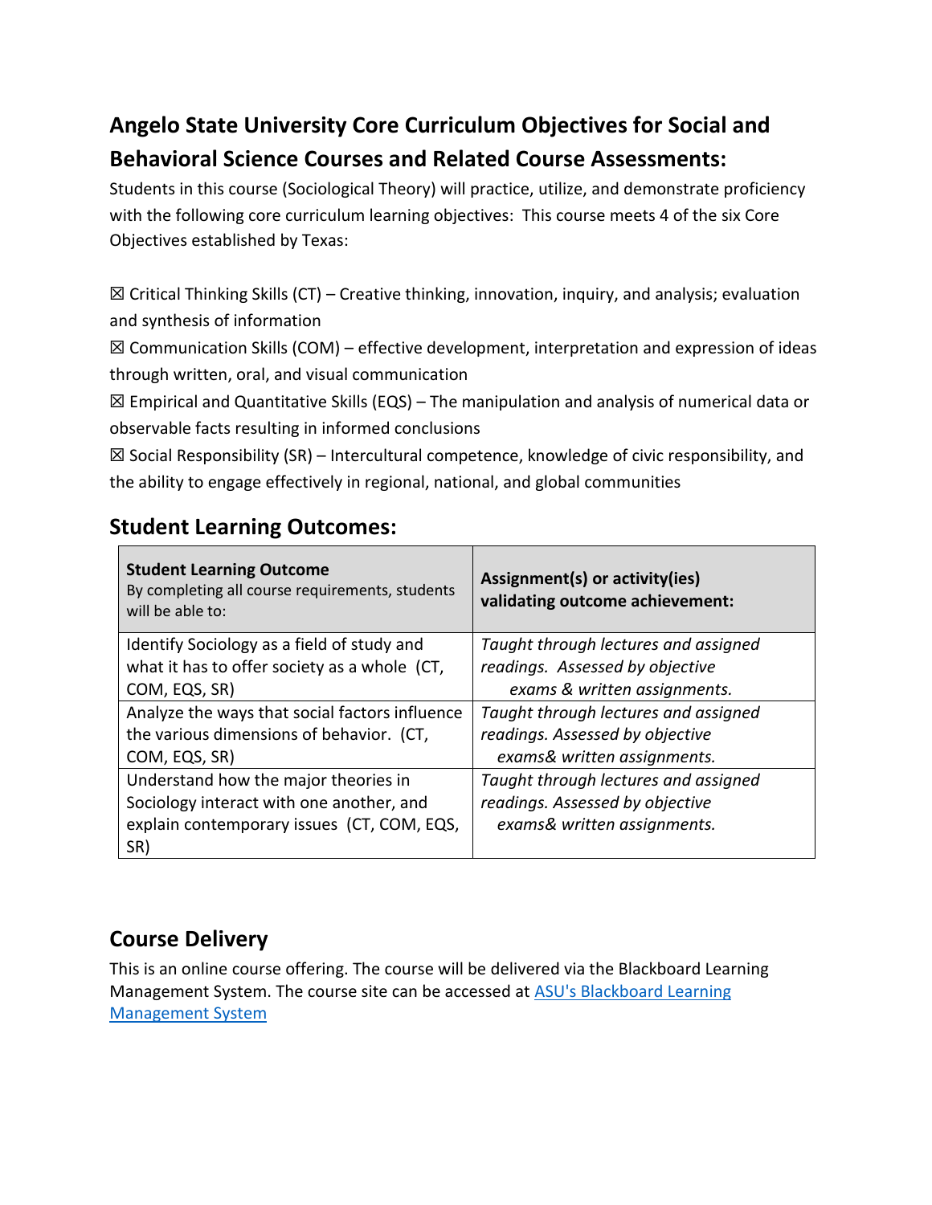## Angelo State University Core Curriculum Objectives for Social and Behavioral Science Courses and Related Course Assessments:

Students in this course (Sociological Theory) will practice, utilize, and demonstrate proficiency with the following core curriculum learning objectives: This course meets 4 of the six Core Objectives established by Texas:

☒ Critical Thinking Skills (CT) – Creative thinking, innovation, inquiry, and analysis; evaluation and synthesis of information

☒ Communication Skills (COM) – effective development, interpretation and expression of ideas through written, oral, and visual communication

☒ Empirical and Quantitative Skills (EQS) – The manipulation and analysis of numerical data or observable facts resulting in informed conclusions

☒ Social Responsibility (SR) – Intercultural competence, knowledge of civic responsibility, and the ability to engage effectively in regional, national, and global communities

## Student Learning Outcomes:

| **Student Learning Outcome** By completing all course requirements, students will be able to: | **Assignment(s) or activity(ies) validating outcome achievement:** |
|---|---|
| Identify Sociology as a field of study and what it has to offer society as a whole (CT, COM, EQS, SR) | *Taught through lectures and assigned readings. Assessed by objective exams & written assignments.* |
| Analyze the ways that social factors influence the various dimensions of behavior. (CT, COM, EQS, SR) | *Taught through lectures and assigned readings. Assessed by objective exams& written assignments.* |
| Understand how the major theories in Sociology interact with one another, and explain contemporary issues (CT, COM, EQS, SR) | *Taught through lectures and assigned readings. Assessed by objective exams& written assignments.* |

## Course Delivery

This is an online course offering. The course will be delivered via the Blackboard Learning Management System. The course site can be accessed at [ASU's Blackboard Learning Management System]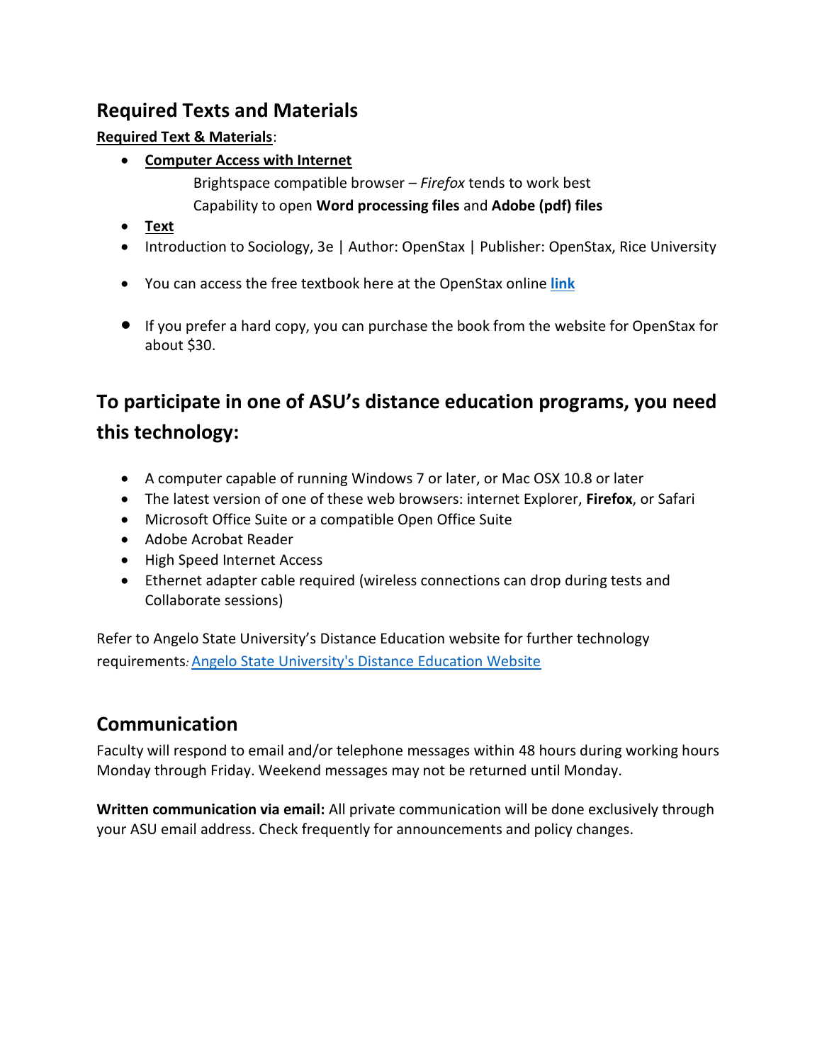## Required Texts and Materials

**Required Text & Materials**:

- **Computer Access with Internet**

  Brightspace compatible browser – *Firefox* tends to work best

  Capability to open **Word processing files** and **Adobe (pdf) files**
- **Text**
- Introduction to Sociology, 3e | Author: OpenStax | Publisher: OpenStax, Rice University
- You can access the free textbook here at the OpenStax online **link**
- If you prefer a hard copy, you can purchase the book from the website for OpenStax for about $30.

## To participate in one of ASU's distance education programs, you need this technology:

- A computer capable of running Windows 7 or later, or Mac OSX 10.8 or later
- The latest version of one of these web browsers: internet Explorer, **Firefox**, or Safari
- Microsoft Office Suite or a compatible Open Office Suite
- Adobe Acrobat Reader
- High Speed Internet Access
- Ethernet adapter cable required (wireless connections can drop during tests and Collaborate sessions)

Refer to Angelo State University's Distance Education website for further technology requirements: Angelo State University's Distance Education Website

## Communication

Faculty will respond to email and/or telephone messages within 48 hours during working hours Monday through Friday. Weekend messages may not be returned until Monday.

**Written communication via email:** All private communication will be done exclusively through your ASU email address. Check frequently for announcements and policy changes.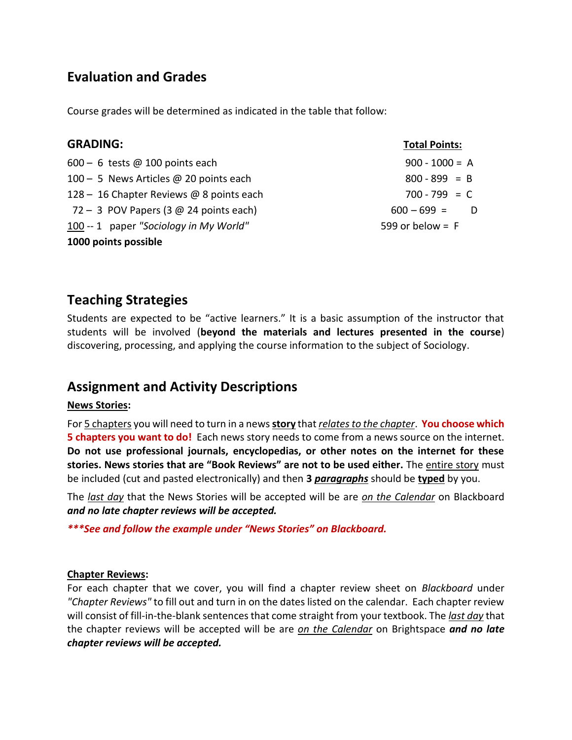## Evaluation and Grades

Course grades will be determined as indicated in the table that follow:

| **GRADING:** | **Total Points:** |
|---|---|
| 600 – 6 tests @ 100 points each | 900 - 1000 = A |
| 100 – 5 News Articles @ 20 points each | 800 - 899 = B |
| 128 – 16 Chapter Reviews @ 8 points each | 700 - 799 = C |
| 72 – 3 POV Papers (3 @ 24 points each) | 600 – 699 = D |
| 100 -- 1 paper *"Sociology in My World"* | 599 or below = F |
| **1000 points possible** | |

## Teaching Strategies

Students are expected to be "active learners." It is a basic assumption of the instructor that students will be involved (**beyond the materials and lectures presented in the course**) discovering, processing, and applying the course information to the subject of Sociology.

## Assignment and Activity Descriptions

**News Stories:**

For 5 chapters you will need to turn in a news **story** that *relates to the chapter*. **You choose which 5 chapters you want to do!** Each news story needs to come from a news source on the internet. **Do not use professional journals, encyclopedias, or other notes on the internet for these stories. News stories that are "Book Reviews" are not to be used either.** The entire story must be included (cut and pasted electronically) and then **3 *paragraphs*** should be **typed** by you.

The *last day* that the News Stories will be accepted will be are *on the Calendar* on Blackboard ***and no late chapter reviews will be accepted.***

***\*\*\*See and follow the example under "News Stories" on Blackboard.***

**Chapter Reviews:**

For each chapter that we cover, you will find a chapter review sheet on *Blackboard* under *"Chapter Reviews"* to fill out and turn in on the dates listed on the calendar. Each chapter review will consist of fill-in-the-blank sentences that come straight from your textbook. The *last day* that the chapter reviews will be accepted will be are *on the Calendar* on Brightspace ***and no late chapter reviews will be accepted.***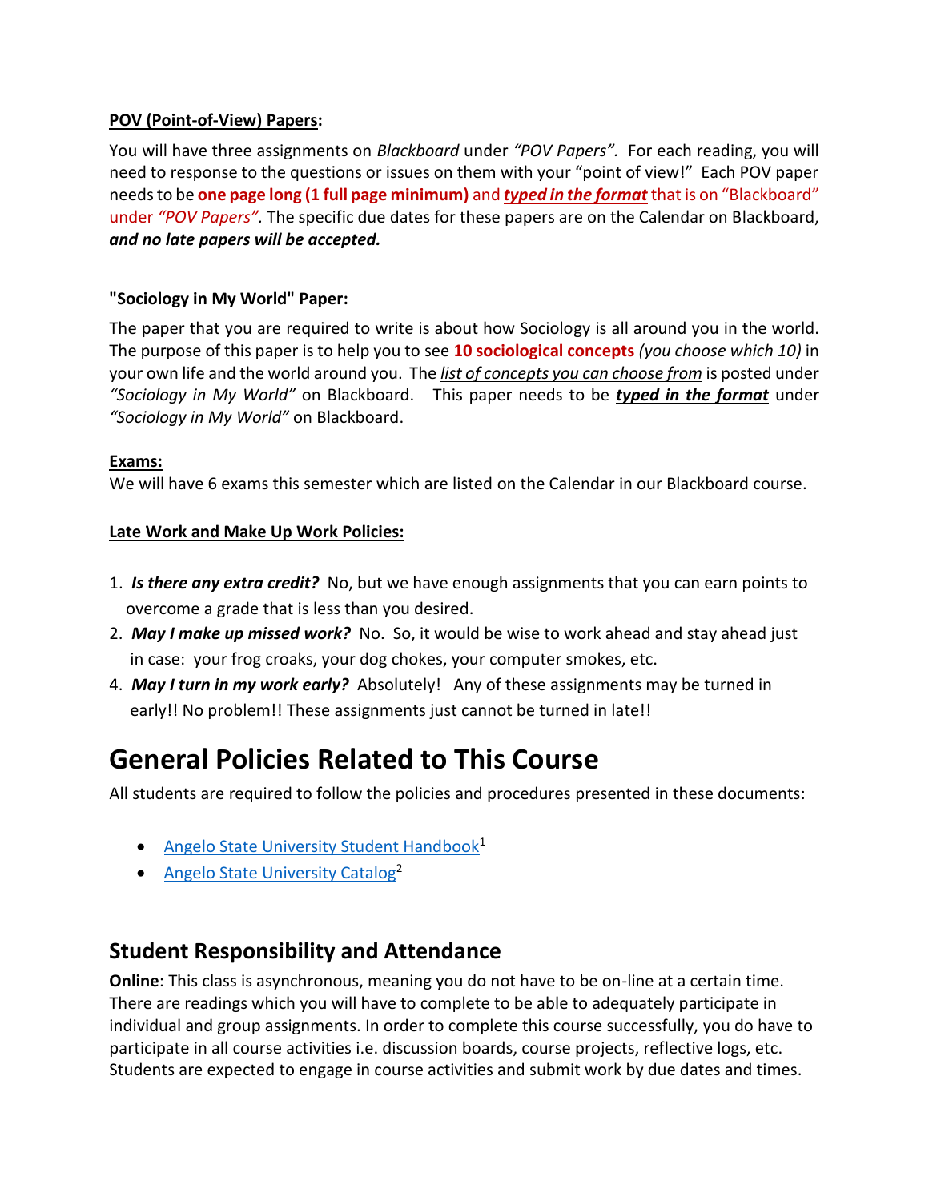**POV (Point-of-View) Papers:**

You will have three assignments on *Blackboard* under *"POV Papers".* For each reading, you will need to response to the questions or issues on them with your "point of view!" Each POV paper needs to be **one page long (1 full page minimum)** and ***typed in the format*** that is on "Blackboard" under *"POV Papers".* The specific due dates for these papers are on the Calendar on Blackboard, ***and no late papers will be accepted.***

**"Sociology in My World" Paper:**

The paper that you are required to write is about how Sociology is all around you in the world. The purpose of this paper is to help you to see **10 sociological concepts** *(you choose which 10)* in your own life and the world around you. The *list of concepts you can choose from* is posted under *"Sociology in My World"* on Blackboard. This paper needs to be ***typed in the format*** under *"Sociology in My World"* on Blackboard.

**Exams:**

We will have 6 exams this semester which are listed on the Calendar in our Blackboard course.

**Late Work and Make Up Work Policies:**

1. ***Is there any extra credit?*** No, but we have enough assignments that you can earn points to overcome a grade that is less than you desired.
2. ***May I make up missed work?*** No. So, it would be wise to work ahead and stay ahead just in case: your frog croaks, your dog chokes, your computer smokes, etc.
4. ***May I turn in my work early?*** Absolutely! Any of these assignments may be turned in early!! No problem!! These assignments just cannot be turned in late!!

# General Policies Related to This Course

All students are required to follow the policies and procedures presented in these documents:

- Angelo State University Student Handbook[1]
- Angelo State University Catalog[2]

## Student Responsibility and Attendance

**Online**: This class is asynchronous, meaning you do not have to be on-line at a certain time. There are readings which you will have to complete to be able to adequately participate in individual and group assignments. In order to complete this course successfully, you do have to participate in all course activities i.e. discussion boards, course projects, reflective logs, etc. Students are expected to engage in course activities and submit work by due dates and times.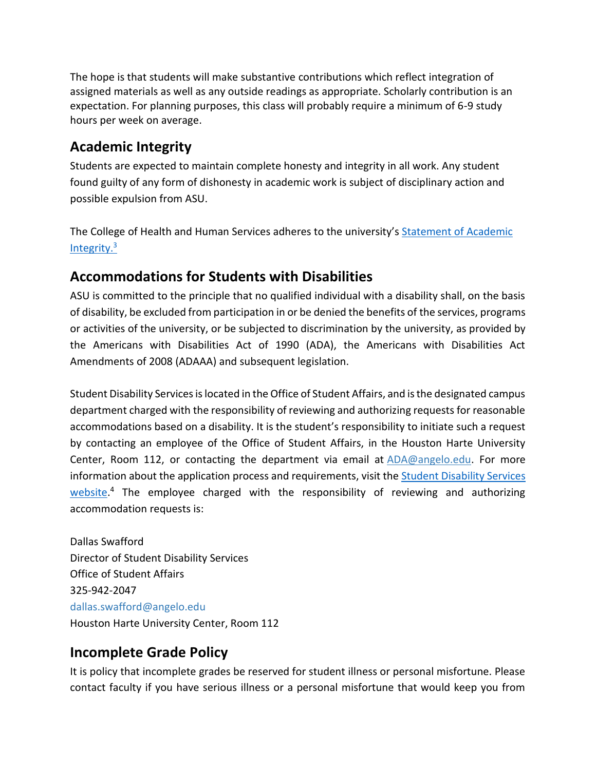The hope is that students will make substantive contributions which reflect integration of assigned materials as well as any outside readings as appropriate. Scholarly contribution is an expectation. For planning purposes, this class will probably require a minimum of 6-9 study hours per week on average.

## Academic Integrity

Students are expected to maintain complete honesty and integrity in all work. Any student found guilty of any form of dishonesty in academic work is subject of disciplinary action and possible expulsion from ASU.

The College of Health and Human Services adheres to the university's Statement of Academic Integrity.[3]

## Accommodations for Students with Disabilities

ASU is committed to the principle that no qualified individual with a disability shall, on the basis of disability, be excluded from participation in or be denied the benefits of the services, programs or activities of the university, or be subjected to discrimination by the university, as provided by the Americans with Disabilities Act of 1990 (ADA), the Americans with Disabilities Act Amendments of 2008 (ADAAA) and subsequent legislation.

Student Disability Services is located in the Office of Student Affairs, and is the designated campus department charged with the responsibility of reviewing and authorizing requests for reasonable accommodations based on a disability. It is the student's responsibility to initiate such a request by contacting an employee of the Office of Student Affairs, in the Houston Harte University Center, Room 112, or contacting the department via email at ADA@angelo.edu. For more information about the application process and requirements, visit the Student Disability Services website.[4] The employee charged with the responsibility of reviewing and authorizing accommodation requests is:

Dallas Swafford
Director of Student Disability Services
Office of Student Affairs
325-942-2047
dallas.swafford@angelo.edu
Houston Harte University Center, Room 112

## Incomplete Grade Policy

It is policy that incomplete grades be reserved for student illness or personal misfortune. Please contact faculty if you have serious illness or a personal misfortune that would keep you from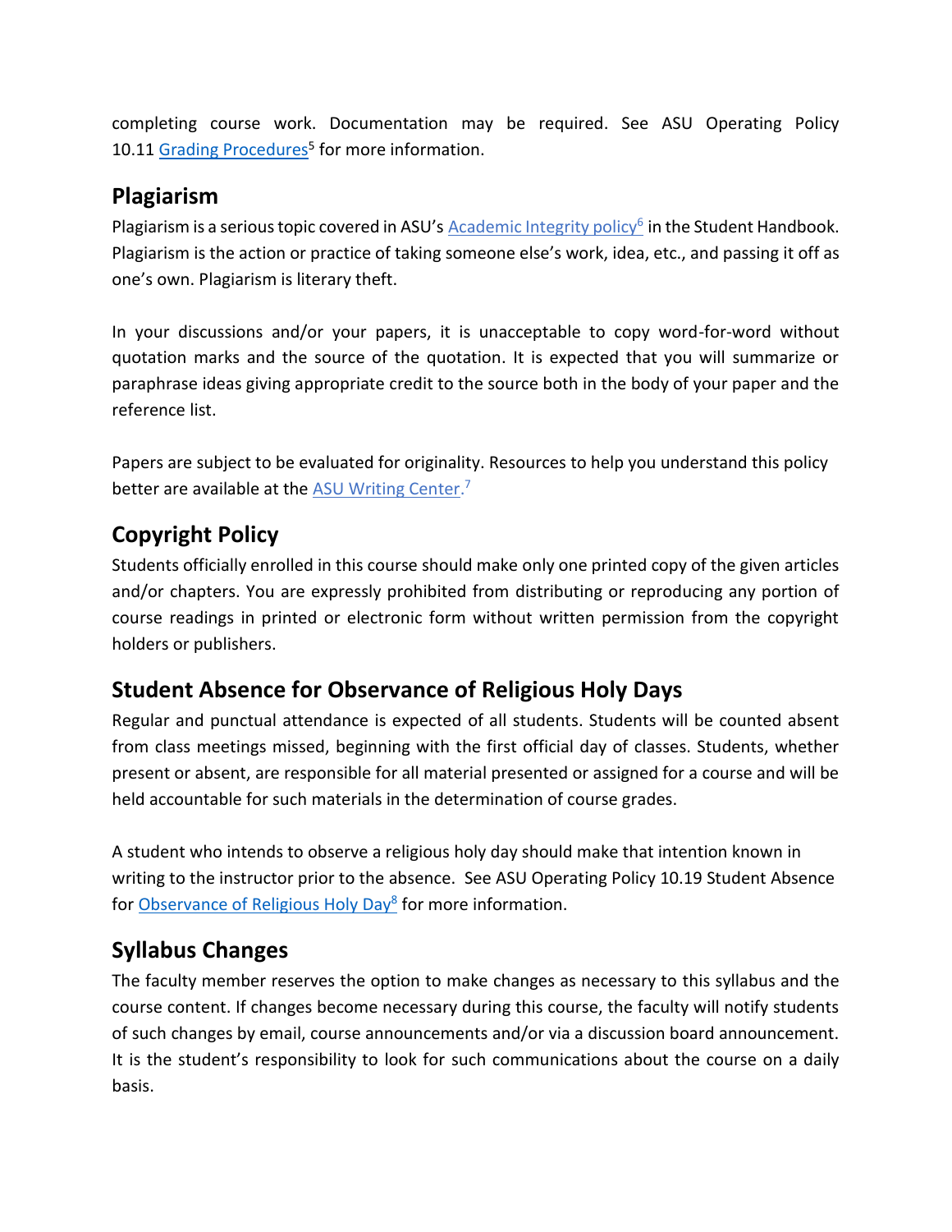completing course work. Documentation may be required. See ASU Operating Policy 10.11 Grading Procedures[5] for more information.

## Plagiarism

Plagiarism is a serious topic covered in ASU's Academic Integrity policy[6] in the Student Handbook. Plagiarism is the action or practice of taking someone else's work, idea, etc., and passing it off as one's own. Plagiarism is literary theft.

In your discussions and/or your papers, it is unacceptable to copy word-for-word without quotation marks and the source of the quotation. It is expected that you will summarize or paraphrase ideas giving appropriate credit to the source both in the body of your paper and the reference list.

Papers are subject to be evaluated for originality. Resources to help you understand this policy better are available at the ASU Writing Center.[7]

## Copyright Policy

Students officially enrolled in this course should make only one printed copy of the given articles and/or chapters. You are expressly prohibited from distributing or reproducing any portion of course readings in printed or electronic form without written permission from the copyright holders or publishers.

## Student Absence for Observance of Religious Holy Days

Regular and punctual attendance is expected of all students. Students will be counted absent from class meetings missed, beginning with the first official day of classes. Students, whether present or absent, are responsible for all material presented or assigned for a course and will be held accountable for such materials in the determination of course grades.

A student who intends to observe a religious holy day should make that intention known in writing to the instructor prior to the absence. See ASU Operating Policy 10.19 Student Absence for Observance of Religious Holy Day[8] for more information.

## Syllabus Changes

The faculty member reserves the option to make changes as necessary to this syllabus and the course content. If changes become necessary during this course, the faculty will notify students of such changes by email, course announcements and/or via a discussion board announcement. It is the student's responsibility to look for such communications about the course on a daily basis.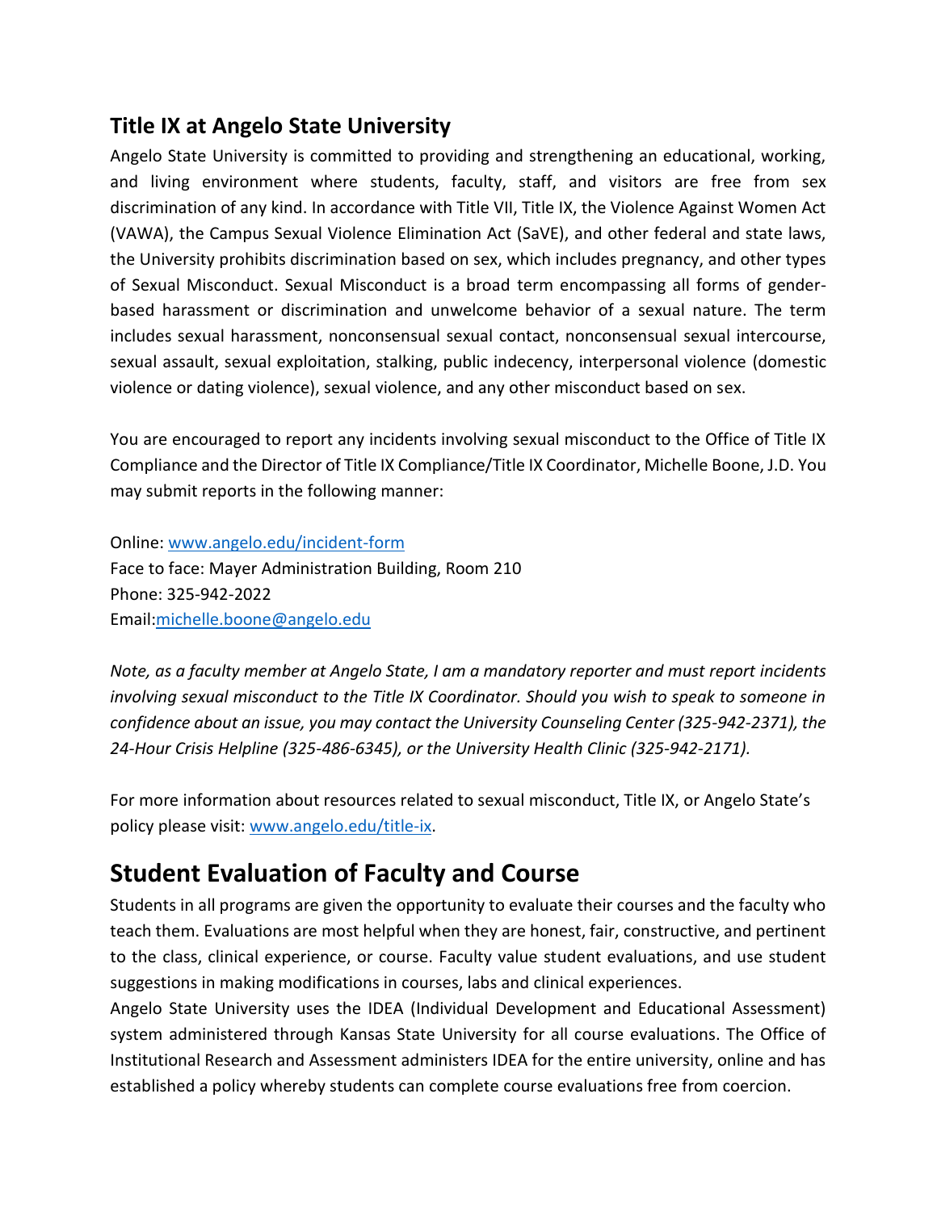## Title IX at Angelo State University

Angelo State University is committed to providing and strengthening an educational, working, and living environment where students, faculty, staff, and visitors are free from sex discrimination of any kind. In accordance with Title VII, Title IX, the Violence Against Women Act (VAWA), the Campus Sexual Violence Elimination Act (SaVE), and other federal and state laws, the University prohibits discrimination based on sex, which includes pregnancy, and other types of Sexual Misconduct. Sexual Misconduct is a broad term encompassing all forms of gender-based harassment or discrimination and unwelcome behavior of a sexual nature. The term includes sexual harassment, nonconsensual sexual contact, nonconsensual sexual intercourse, sexual assault, sexual exploitation, stalking, public indecency, interpersonal violence (domestic violence or dating violence), sexual violence, and any other misconduct based on sex.

You are encouraged to report any incidents involving sexual misconduct to the Office of Title IX Compliance and the Director of Title IX Compliance/Title IX Coordinator, Michelle Boone, J.D. You may submit reports in the following manner:

Online: [www.angelo.edu/incident-form](www.angelo.edu/incident-form)
Face to face: Mayer Administration Building, Room 210
Phone: 325-942-2022
Email:[michelle.boone@angelo.edu](mailto:michelle.boone@angelo.edu)

*Note, as a faculty member at Angelo State, I am a mandatory reporter and must report incidents involving sexual misconduct to the Title IX Coordinator. Should you wish to speak to someone in confidence about an issue, you may contact the University Counseling Center (325-942-2371), the 24-Hour Crisis Helpline (325-486-6345), or the University Health Clinic (325-942-2171).*

For more information about resources related to sexual misconduct, Title IX, or Angelo State's policy please visit: [www.angelo.edu/title-ix](www.angelo.edu/title-ix).

# Student Evaluation of Faculty and Course

Students in all programs are given the opportunity to evaluate their courses and the faculty who teach them. Evaluations are most helpful when they are honest, fair, constructive, and pertinent to the class, clinical experience, or course. Faculty value student evaluations, and use student suggestions in making modifications in courses, labs and clinical experiences.

Angelo State University uses the IDEA (Individual Development and Educational Assessment) system administered through Kansas State University for all course evaluations. The Office of Institutional Research and Assessment administers IDEA for the entire university, online and has established a policy whereby students can complete course evaluations free from coercion.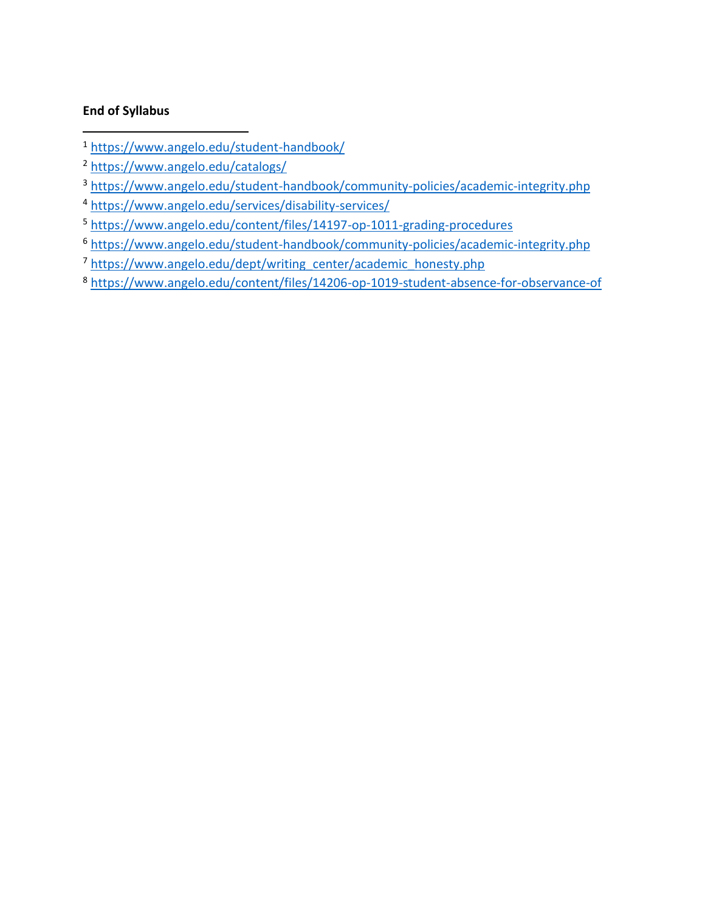**End of Syllabus**

---

[1] https://www.angelo.edu/student-handbook/

[2] https://www.angelo.edu/catalogs/

[3] https://www.angelo.edu/student-handbook/community-policies/academic-integrity.php

[4] https://www.angelo.edu/services/disability-services/

[5] https://www.angelo.edu/content/files/14197-op-1011-grading-procedures

[6] https://www.angelo.edu/student-handbook/community-policies/academic-integrity.php

[7] https://www.angelo.edu/dept/writing_center/academic_honesty.php

[8] https://www.angelo.edu/content/files/14206-op-1019-student-absence-for-observance-of